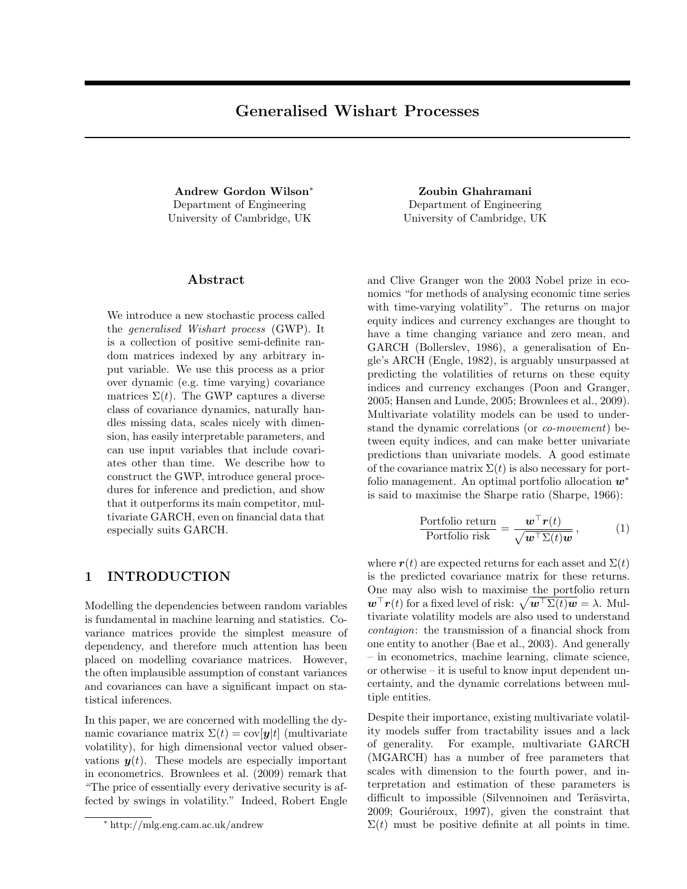# Generalised Wishart Processes

**Andrew Gordon Wilson**[*]
Department of Engineering
University of Cambridge, UK

**Zoubin Ghahramani**
Department of Engineering
University of Cambridge, UK

## Abstract

We introduce a new stochastic process called the *generalised Wishart process* (GWP). It is a collection of positive semi-definite random matrices indexed by any arbitrary input variable. We use this process as a prior over dynamic (e.g. time varying) covariance matrices $\Sigma(t)$. The GWP captures a diverse class of covariance dynamics, naturally handles missing data, scales nicely with dimension, has easily interpretable parameters, and can use input variables that include covariates other than time. We describe how to construct the GWP, introduce general procedures for inference and prediction, and show that it outperforms its main competitor, multivariate GARCH, even on financial data that especially suits GARCH.

## 1 INTRODUCTION

Modelling the dependencies between random variables is fundamental in machine learning and statistics. Covariance matrices provide the simplest measure of dependency, and therefore much attention has been placed on modelling covariance matrices. However, the often implausible assumption of constant variances and covariances can have a significant impact on statistical inferences.

In this paper, we are concerned with modelling the dynamic covariance matrix $\Sigma(t) = \text{cov}[\boldsymbol{y}|t]$ (multivariate volatility), for high dimensional vector valued observations $\boldsymbol{y}(t)$. These models are especially important in econometrics. Brownlees et al. (2009) remark that "The price of essentially every derivative security is affected by swings in volatility." Indeed, Robert Engle and Clive Granger won the 2003 Nobel prize in economics "for methods of analysing economic time series with time-varying volatility". The returns on major equity indices and currency exchanges are thought to have a time changing variance and zero mean, and GARCH (Bollerslev, 1986), a generalisation of Engle's ARCH (Engle, 1982), is arguably unsurpassed at predicting the volatilities of returns on these equity indices and currency exchanges (Poon and Granger, 2005; Hansen and Lunde, 2005; Brownlees et al., 2009). Multivariate volatility models can be used to understand the dynamic correlations (or *co-movement*) between equity indices, and can make better univariate predictions than univariate models. A good estimate of the covariance matrix $\Sigma(t)$ is also necessary for portfolio management. An optimal portfolio allocation $\boldsymbol{w}^*$ is said to maximise the Sharpe ratio (Sharpe, 1966):

$$\frac{\text{Portfolio return}}{\text{Portfolio risk}} = \frac{\boldsymbol{w}^\top \boldsymbol{r}(t)}{\sqrt{\boldsymbol{w}^\top \Sigma(t) \boldsymbol{w}}} \, , \qquad (1)$$

where $\boldsymbol{r}(t)$ are expected returns for each asset and $\Sigma(t)$ is the predicted covariance matrix for these returns. One may also wish to maximise the portfolio return $\boldsymbol{w}^\top \boldsymbol{r}(t)$ for a fixed level of risk: $\sqrt{\boldsymbol{w}^\top \Sigma(t) \boldsymbol{w}} = \lambda$. Multivariate volatility models are also used to understand *contagion*: the transmission of a financial shock from one entity to another (Bae et al., 2003). And generally – in econometrics, machine learning, climate science, or otherwise – it is useful to know input dependent uncertainty, and the dynamic correlations between multiple entities.

Despite their importance, existing multivariate volatility models suffer from tractability issues and a lack of generality. For example, multivariate GARCH (MGARCH) has a number of free parameters that scales with dimension to the fourth power, and interpretation and estimation of these parameters is difficult to impossible (Silvennoinen and Teräsvirta, 2009; Gouriéroux, 1997), given the constraint that $\Sigma(t)$ must be positive definite at all points in time.

[*] http://mlg.eng.cam.ac.uk/andrew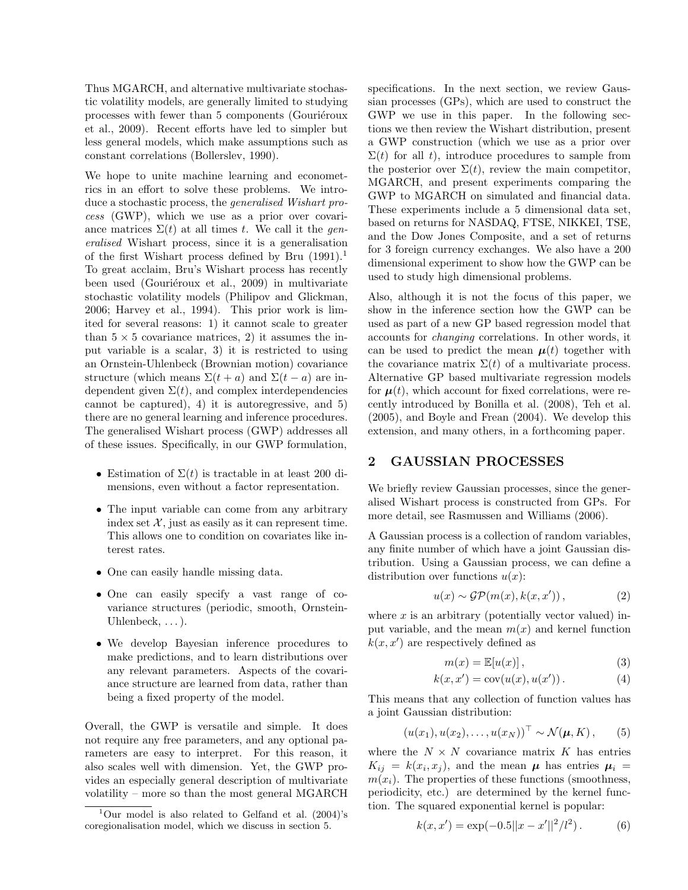Thus MGARCH, and alternative multivariate stochastic volatility models, are generally limited to studying processes with fewer than 5 components (Gouriéroux et al., 2009). Recent efforts have led to simpler but less general models, which make assumptions such as constant correlations (Bollerslev, 1990).

We hope to unite machine learning and econometrics in an effort to solve these problems. We introduce a stochastic process, the *generalised Wishart process* (GWP), which we use as a prior over covariance matrices $\Sigma(t)$ at all times $t$. We call it the *generalised* Wishart process, since it is a generalisation of the first Wishart process defined by Bru (1991).[1] To great acclaim, Bru's Wishart process has recently been used (Gouriéroux et al., 2009) in multivariate stochastic volatility models (Philipov and Glickman, 2006; Harvey et al., 1994). This prior work is limited for several reasons: 1) it cannot scale to greater than $5 \times 5$ covariance matrices, 2) it assumes the input variable is a scalar, 3) it is restricted to using an Ornstein-Uhlenbeck (Brownian motion) covariance structure (which means $\Sigma(t+a)$ and $\Sigma(t-a)$ are independent given $\Sigma(t)$, and complex interdependencies cannot be captured), 4) it is autoregressive, and 5) there are no general learning and inference procedures. The generalised Wishart process (GWP) addresses all of these issues. Specifically, in our GWP formulation,

- Estimation of $\Sigma(t)$ is tractable in at least 200 dimensions, even without a factor representation.
- The input variable can come from any arbitrary index set $\mathcal{X}$, just as easily as it can represent time. This allows one to condition on covariates like interest rates.
- One can easily handle missing data.
- One can easily specify a vast range of covariance structures (periodic, smooth, Ornstein-Uhlenbeck, ...).
- We develop Bayesian inference procedures to make predictions, and to learn distributions over any relevant parameters. Aspects of the covariance structure are learned from data, rather than being a fixed property of the model.

Overall, the GWP is versatile and simple. It does not require any free parameters, and any optional parameters are easy to interpret. For this reason, it also scales well with dimension. Yet, the GWP provides an especially general description of multivariate volatility – more so than the most general MGARCH specifications. In the next section, we review Gaussian processes (GPs), which are used to construct the GWP we use in this paper. In the following sections we then review the Wishart distribution, present a GWP construction (which we use as a prior over $\Sigma(t)$ for all $t$), introduce procedures to sample from the posterior over $\Sigma(t)$, review the main competitor, MGARCH, and present experiments comparing the GWP to MGARCH on simulated and financial data. These experiments include a 5 dimensional data set, based on returns for NASDAQ, FTSE, NIKKEI, TSE, and the Dow Jones Composite, and a set of returns for 3 foreign currency exchanges. We also have a 200 dimensional experiment to show how the GWP can be used to study high dimensional problems.

Also, although it is not the focus of this paper, we show in the inference section how the GWP can be used as part of a new GP based regression model that accounts for *changing* correlations. In other words, it can be used to predict the mean $\boldsymbol{\mu}(t)$ together with the covariance matrix $\Sigma(t)$ of a multivariate process. Alternative GP based multivariate regression models for $\boldsymbol{\mu}(t)$, which account for fixed correlations, were recently introduced by Bonilla et al. (2008), Teh et al. (2005), and Boyle and Frean (2004). We develop this extension, and many others, in a forthcoming paper.

## 2 GAUSSIAN PROCESSES

We briefly review Gaussian processes, since the generalised Wishart process is constructed from GPs. For more detail, see Rasmussen and Williams (2006).

A Gaussian process is a collection of random variables, any finite number of which have a joint Gaussian distribution. Using a Gaussian process, we can define a distribution over functions $u(x)$:

$$u(x) \sim \mathcal{GP}(m(x), k(x, x')) \,, \tag{2}$$

where $x$ is an arbitrary (potentially vector valued) input variable, and the mean $m(x)$ and kernel function $k(x, x')$ are respectively defined as

$$m(x) = \mathbb{E}[u(x)] \,, \tag{3}$$

$$k(x, x') = \mathrm{cov}(u(x), u(x')) \,. \tag{4}$$

This means that any collection of function values has a joint Gaussian distribution:

$$(u(x_1), u(x_2), \ldots, u(x_N))^\top \sim \mathcal{N}(\boldsymbol{\mu}, K) \,, \tag{5}$$

where the $N \times N$ covariance matrix $K$ has entries $K_{ij} = k(x_i, x_j)$, and the mean $\boldsymbol{\mu}$ has entries $\boldsymbol{\mu}_i = m(x_i)$. The properties of these functions (smoothness, periodicity, etc.) are determined by the kernel function. The squared exponential kernel is popular:

$$k(x, x') = \exp(-0.5||x - x'||^2/l^2) \,. \tag{6}$$

[1] Our model is also related to Gelfand et al. (2004)'s coregionalisation model, which we discuss in section 5.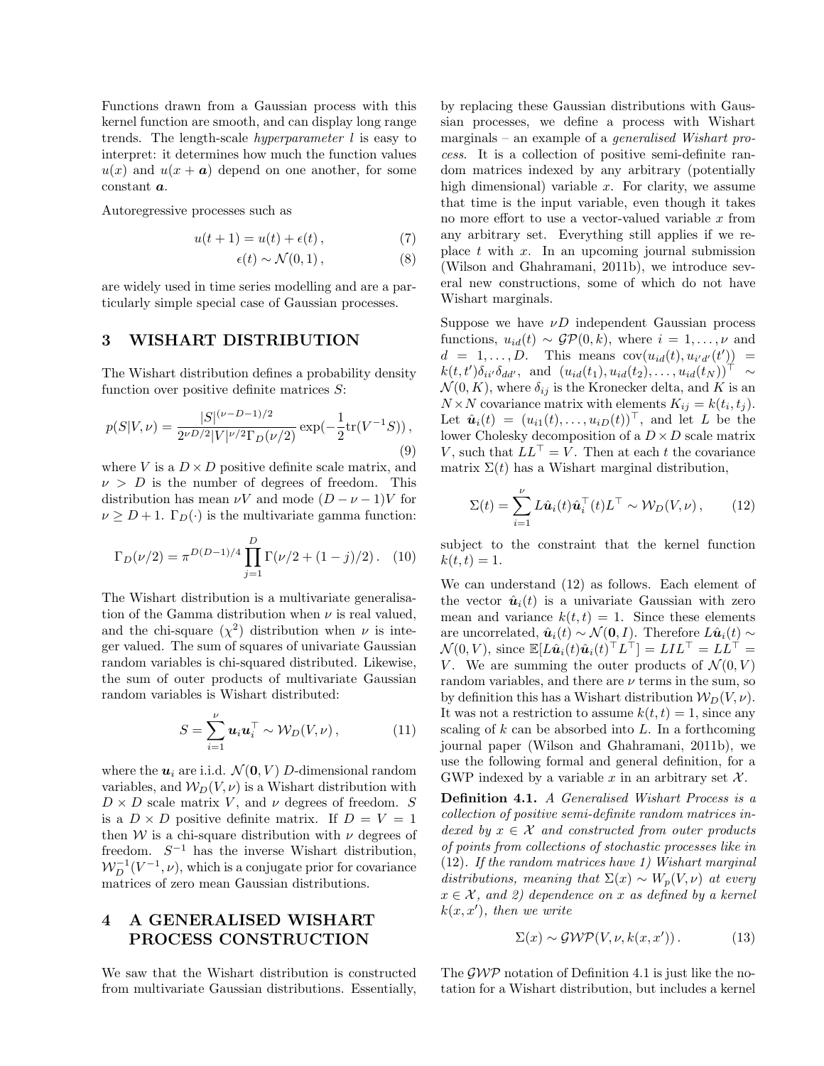Functions drawn from a Gaussian process with this kernel function are smooth, and can display long range trends. The length-scale *hyperparameter* $l$ is easy to interpret: it determines how much the function values $u(x)$ and $u(x + \boldsymbol{a})$ depend on one another, for some constant $\boldsymbol{a}$.

Autoregressive processes such as

$$u(t+1) = u(t) + \epsilon(t)\,, \tag{7}$$

$$\epsilon(t) \sim \mathcal{N}(0,1)\,, \tag{8}$$

are widely used in time series modelling and are a particularly simple special case of Gaussian processes.

## 3 WISHART DISTRIBUTION

The Wishart distribution defines a probability density function over positive definite matrices $S$:

$$p(S|V,\nu) = \frac{|S|^{(\nu-D-1)/2}}{2^{\nu D/2}|V|^{\nu/2}\Gamma_D(\nu/2)} \exp(-\frac{1}{2}\text{tr}(V^{-1}S))\,, \tag{9}$$

where $V$ is a $D \times D$ positive definite scale matrix, and $\nu > D$ is the number of degrees of freedom. This distribution has mean $\nu V$ and mode $(D - \nu - 1)V$ for $\nu \geq D+1$. $\Gamma_D(\cdot)$ is the multivariate gamma function:

$$\Gamma_D(\nu/2) = \pi^{D(D-1)/4} \prod_{j=1}^{D} \Gamma(\nu/2 + (1-j)/2)\,. \tag{10}$$

The Wishart distribution is a multivariate generalisation of the Gamma distribution when $\nu$ is real valued, and the chi-square ($\chi^2$) distribution when $\nu$ is integer valued. The sum of squares of univariate Gaussian random variables is chi-squared distributed. Likewise, the sum of outer products of multivariate Gaussian random variables is Wishart distributed:

$$S = \sum_{i=1}^{\nu} \boldsymbol{u}_i \boldsymbol{u}_i^\top \sim \mathcal{W}_D(V,\nu)\,, \tag{11}$$

where the $\boldsymbol{u}_i$ are i.i.d. $\mathcal{N}(\boldsymbol{0}, V)$ $D$-dimensional random variables, and $\mathcal{W}_D(V,\nu)$ is a Wishart distribution with $D \times D$ scale matrix $V$, and $\nu$ degrees of freedom. $S$ is a $D \times D$ positive definite matrix. If $D = V = 1$ then $\mathcal{W}$ is a chi-square distribution with $\nu$ degrees of freedom. $S^{-1}$ has the inverse Wishart distribution, $\mathcal{W}_D^{-1}(V^{-1},\nu)$, which is a conjugate prior for covariance matrices of zero mean Gaussian distributions.

## 4 A GENERALISED WISHART PROCESS CONSTRUCTION

We saw that the Wishart distribution is constructed from multivariate Gaussian distributions. Essentially, by replacing these Gaussian distributions with Gaussian processes, we define a process with Wishart marginals – an example of a *generalised Wishart process*. It is a collection of positive semi-definite random matrices indexed by any arbitrary (potentially high dimensional) variable $x$. For clarity, we assume that time is the input variable, even though it takes no more effort to use a vector-valued variable $x$ from any arbitrary set. Everything still applies if we replace $t$ with $x$. In an upcoming journal submission (Wilson and Ghahramani, 2011b), we introduce several new constructions, some of which do not have Wishart marginals.

Suppose we have $\nu D$ independent Gaussian process functions, $u_{id}(t) \sim \mathcal{GP}(0,k)$, where $i = 1,\dots,\nu$ and $d = 1,\dots,D$. This means $\text{cov}(u_{id}(t), u_{i'd'}(t')) = k(t,t')\delta_{ii'}\delta_{dd'}$, and $(u_{id}(t_1), u_{id}(t_2), \dots, u_{id}(t_N))^\top \sim \mathcal{N}(0,K)$, where $\delta_{ij}$ is the Kronecker delta, and $K$ is an $N \times N$ covariance matrix with elements $K_{ij} = k(t_i,t_j)$. Let $\hat{\boldsymbol{u}}_i(t) = (u_{i1}(t),\dots,u_{iD}(t))^\top$, and let $L$ be the lower Cholesky decomposition of a $D \times D$ scale matrix $V$, such that $LL^\top = V$. Then at each $t$ the covariance matrix $\Sigma(t)$ has a Wishart marginal distribution,

$$\Sigma(t) = \sum_{i=1}^{\nu} L\hat{\boldsymbol{u}}_i(t)\hat{\boldsymbol{u}}_i^\top(t)L^\top \sim \mathcal{W}_D(V,\nu)\,, \tag{12}$$

subject to the constraint that the kernel function $k(t,t) = 1$.

We can understand (12) as follows. Each element of the vector $\hat{\boldsymbol{u}}_i(t)$ is a univariate Gaussian with zero mean and variance $k(t,t) = 1$. Since these elements are uncorrelated, $\hat{\boldsymbol{u}}_i(t) \sim \mathcal{N}(\boldsymbol{0}, I)$. Therefore $L\hat{\boldsymbol{u}}_i(t) \sim \mathcal{N}(0,V)$, since $\mathbb{E}[L\hat{\boldsymbol{u}}_i(t)\hat{\boldsymbol{u}}_i(t)^\top L^\top] = LIL^\top = LL^\top = V$. We are summing the outer products of $\mathcal{N}(0,V)$ random variables, and there are $\nu$ terms in the sum, so by definition this has a Wishart distribution $\mathcal{W}_D(V,\nu)$. It was not a restriction to assume $k(t,t) = 1$, since any scaling of $k$ can be absorbed into $L$. In a forthcoming journal paper (Wilson and Ghahramani, 2011b), we use the following formal and general definition, for a GWP indexed by a variable $x$ in an arbitrary set $\mathcal{X}$.

**Definition 4.1.** *A Generalised Wishart Process is a collection of positive semi-definite random matrices indexed by $x \in \mathcal{X}$ and constructed from outer products of points from collections of stochastic processes like in* (12)*. If the random matrices have 1) Wishart marginal distributions, meaning that $\Sigma(x) \sim W_p(V,\nu)$ at every $x \in \mathcal{X}$, and 2) dependence on $x$ as defined by a kernel $k(x,x')$, then we write*

$$\Sigma(x) \sim \mathcal{GWP}(V,\nu,k(x,x'))\,. \tag{13}$$

The $\mathcal{GWP}$ notation of Definition 4.1 is just like the notation for a Wishart distribution, but includes a kernel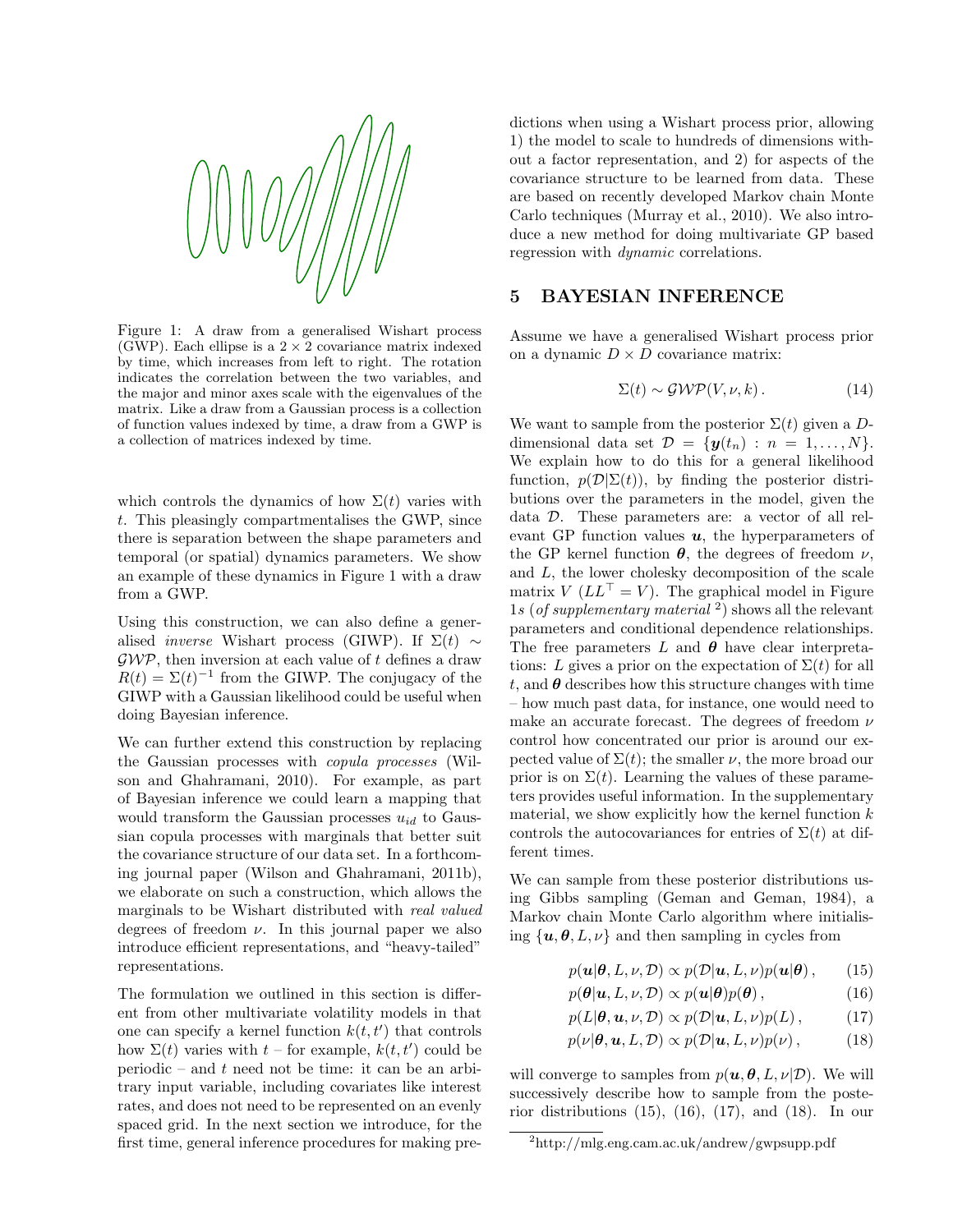Figure 1: A draw from a generalised Wishart process (GWP). Each ellipse is a $2 \times 2$ covariance matrix indexed by time, which increases from left to right. The rotation indicates the correlation between the two variables, and the major and minor axes scale with the eigenvalues of the matrix. Like a draw from a Gaussian process is a collection of function values indexed by time, a draw from a GWP is a collection of matrices indexed by time.

which controls the dynamics of how $\Sigma(t)$ varies with $t$. This pleasingly compartmentalises the GWP, since there is separation between the shape parameters and temporal (or spatial) dynamics parameters. We show an example of these dynamics in Figure 1 with a draw from a GWP.

Using this construction, we can also define a generalised *inverse* Wishart process (GIWP). If $\Sigma(t) \sim \mathcal{GWP}$, then inversion at each value of $t$ defines a draw $R(t) = \Sigma(t)^{-1}$ from the GIWP. The conjugacy of the GIWP with a Gaussian likelihood could be useful when doing Bayesian inference.

We can further extend this construction by replacing the Gaussian processes with *copula processes* (Wilson and Ghahramani, 2010). For example, as part of Bayesian inference we could learn a mapping that would transform the Gaussian processes $u_{id}$ to Gaussian copula processes with marginals that better suit the covariance structure of our data set. In a forthcoming journal paper (Wilson and Ghahramani, 2011b), we elaborate on such a construction, which allows the marginals to be Wishart distributed with *real valued* degrees of freedom $\nu$. In this journal paper we also introduce efficient representations, and "heavy-tailed" representations.

The formulation we outlined in this section is different from other multivariate volatility models in that one can specify a kernel function $k(t, t')$ that controls how $\Sigma(t)$ varies with $t$ – for example, $k(t, t')$ could be periodic – and $t$ need not be time: it can be an arbitrary input variable, including covariates like interest rates, and does not need to be represented on an evenly spaced grid. In the next section we introduce, for the first time, general inference procedures for making predictions when using a Wishart process prior, allowing 1) the model to scale to hundreds of dimensions without a factor representation, and 2) for aspects of the covariance structure to be learned from data. These are based on recently developed Markov chain Monte Carlo techniques (Murray et al., 2010). We also introduce a new method for doing multivariate GP based regression with *dynamic* correlations.

## 5 BAYESIAN INFERENCE

Assume we have a generalised Wishart process prior on a dynamic $D \times D$ covariance matrix:

$$\Sigma(t) \sim \mathcal{GWP}(V, \nu, k) \,. \tag{14}$$

We want to sample from the posterior $\Sigma(t)$ given a $D$-dimensional data set $\mathcal{D} = \{\boldsymbol{y}(t_n) : n = 1, \ldots, N\}$. We explain how to do this for a general likelihood function, $p(\mathcal{D}|\Sigma(t))$, by finding the posterior distributions over the parameters in the model, given the data $\mathcal{D}$. These parameters are: a vector of all relevant GP function values $\boldsymbol{u}$, the hyperparameters of the GP kernel function $\boldsymbol{\theta}$, the degrees of freedom $\nu$, and $L$, the lower cholesky decomposition of the scale matrix $V$ ($LL^\top = V$). The graphical model in Figure 1s (*of supplementary material* [2]) shows all the relevant parameters and conditional dependence relationships. The free parameters $L$ and $\boldsymbol{\theta}$ have clear interpretations: $L$ gives a prior on the expectation of $\Sigma(t)$ for all $t$, and $\boldsymbol{\theta}$ describes how this structure changes with time – how much past data, for instance, one would need to make an accurate forecast. The degrees of freedom $\nu$ control how concentrated our prior is around our expected value of $\Sigma(t)$; the smaller $\nu$, the more broad our prior is on $\Sigma(t)$. Learning the values of these parameters provides useful information. In the supplementary material, we show explicitly how the kernel function $k$ controls the autocovariances for entries of $\Sigma(t)$ at different times.

We can sample from these posterior distributions using Gibbs sampling (Geman and Geman, 1984), a Markov chain Monte Carlo algorithm where initialising $\{\boldsymbol{u}, \boldsymbol{\theta}, L, \nu\}$ and then sampling in cycles from

$$p(\boldsymbol{u}|\boldsymbol{\theta}, L, \nu, \mathcal{D}) \propto p(\mathcal{D}|\boldsymbol{u}, L, \nu)p(\boldsymbol{u}|\boldsymbol{\theta}) \,, \tag{15}$$

$$p(\boldsymbol{\theta}|\boldsymbol{u}, L, \nu, \mathcal{D}) \propto p(\boldsymbol{u}|\boldsymbol{\theta})p(\boldsymbol{\theta}) \,, \tag{16}$$

$$p(L|\boldsymbol{\theta}, \boldsymbol{u}, \nu, \mathcal{D}) \propto p(\mathcal{D}|\boldsymbol{u}, L, \nu)p(L) \,, \tag{17}$$

$$p(\nu|\boldsymbol{\theta}, \boldsymbol{u}, L, \mathcal{D}) \propto p(\mathcal{D}|\boldsymbol{u}, L, \nu)p(\nu) \,, \tag{18}$$

will converge to samples from $p(\boldsymbol{u}, \boldsymbol{\theta}, L, \nu|\mathcal{D})$. We will successively describe how to sample from the posterior distributions (15), (16), (17), and (18). In our

[2] http://mlg.eng.cam.ac.uk/andrew/gwpsupp.pdf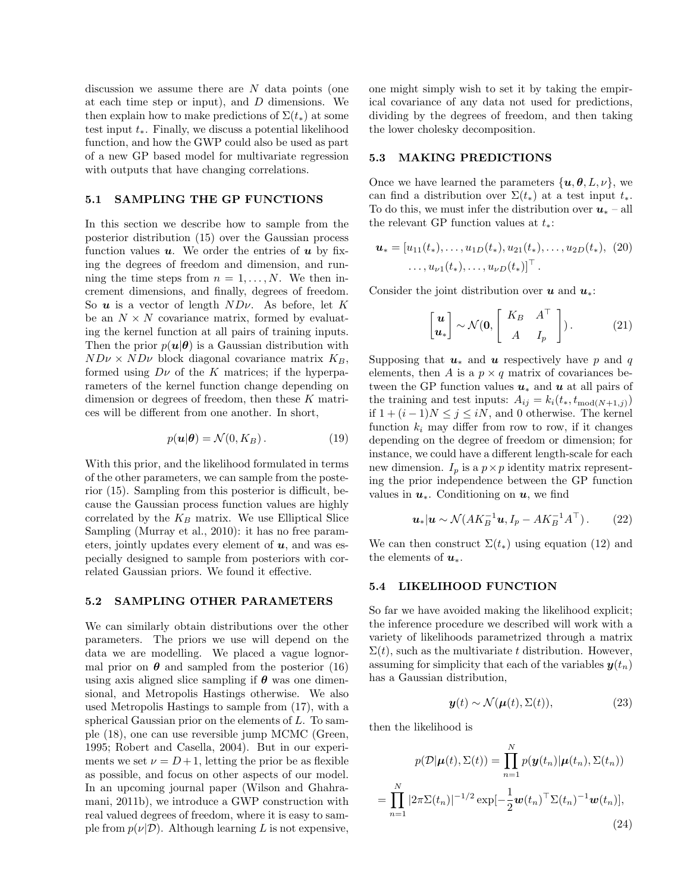discussion we assume there are $N$ data points (one at each time step or input), and $D$ dimensions. We then explain how to make predictions of $\Sigma(t_*)$ at some test input $t_*$. Finally, we discuss a potential likelihood function, and how the GWP could also be used as part of a new GP based model for multivariate regression with outputs that have changing correlations.

### 5.1 SAMPLING THE GP FUNCTIONS

In this section we describe how to sample from the posterior distribution (15) over the Gaussian process function values $\boldsymbol{u}$. We order the entries of $\boldsymbol{u}$ by fixing the degrees of freedom and dimension, and running the time steps from $n = 1, \ldots, N$. We then increment dimensions, and finally, degrees of freedom. So $\boldsymbol{u}$ is a vector of length $ND\nu$. As before, let $K$ be an $N \times N$ covariance matrix, formed by evaluating the kernel function at all pairs of training inputs. Then the prior $p(\boldsymbol{u}|\boldsymbol{\theta})$ is a Gaussian distribution with $ND\nu \times ND\nu$ block diagonal covariance matrix $K_B$, formed using $D\nu$ of the $K$ matrices; if the hyperparameters of the kernel function change depending on dimension or degrees of freedom, then these $K$ matrices will be different from one another. In short,

$$p(\boldsymbol{u}|\boldsymbol{\theta}) = \mathcal{N}(0, K_B)\,. \tag{19}$$

With this prior, and the likelihood formulated in terms of the other parameters, we can sample from the posterior (15). Sampling from this posterior is difficult, because the Gaussian process function values are highly correlated by the $K_B$ matrix. We use Elliptical Slice Sampling (Murray et al., 2010): it has no free parameters, jointly updates every element of $\boldsymbol{u}$, and was especially designed to sample from posteriors with correlated Gaussian priors. We found it effective.

### 5.2 SAMPLING OTHER PARAMETERS

We can similarly obtain distributions over the other parameters. The priors we use will depend on the data we are modelling. We placed a vague lognormal prior on $\boldsymbol{\theta}$ and sampled from the posterior (16) using axis aligned slice sampling if $\boldsymbol{\theta}$ was one dimensional, and Metropolis Hastings otherwise. We also used Metropolis Hastings to sample from (17), with a spherical Gaussian prior on the elements of $L$. To sample (18), one can use reversible jump MCMC (Green, 1995; Robert and Casella, 2004). But in our experiments we set $\nu = D+1$, letting the prior be as flexible as possible, and focus on other aspects of our model. In an upcoming journal paper (Wilson and Ghahramani, 2011b), we introduce a GWP construction with real valued degrees of freedom, where it is easy to sample from $p(\nu|\mathcal{D})$. Although learning $L$ is not expensive, one might simply wish to set it by taking the empirical covariance of any data not used for predictions, dividing by the degrees of freedom, and then taking the lower cholesky decomposition.

### 5.3 MAKING PREDICTIONS

Once we have learned the parameters $\{\boldsymbol{u}, \boldsymbol{\theta}, L, \nu\}$, we can find a distribution over $\Sigma(t_*)$ at a test input $t_*$. To do this, we must infer the distribution over $\boldsymbol{u}_*$ – all the relevant GP function values at $t_*$:

$$\boldsymbol{u}_* = [u_{11}(t_*), \ldots, u_{1D}(t_*), u_{21}(t_*), \ldots, u_{2D}(t_*), \ldots, u_{\nu 1}(t_*), \ldots, u_{\nu D}(t_*)]^\top\,. \tag{20}$$

Consider the joint distribution over $\boldsymbol{u}$ and $\boldsymbol{u}_*$:

$$\begin{bmatrix} \boldsymbol{u} \\ \boldsymbol{u}_* \end{bmatrix} \sim \mathcal{N}(\boldsymbol{0}, \begin{bmatrix} K_B & A^\top \\ A & I_p \end{bmatrix})\,. \tag{21}$$

Supposing that $\boldsymbol{u}_*$ and $\boldsymbol{u}$ respectively have $p$ and $q$ elements, then $A$ is a $p \times q$ matrix of covariances between the GP function values $\boldsymbol{u}_*$ and $\boldsymbol{u}$ at all pairs of the training and test inputs: $A_{ij} = k_i(t_*, t_{\text{mod}(N+1,j)})$ if $1 + (i-1)N \leq j \leq iN$, and 0 otherwise. The kernel function $k_i$ may differ from row to row, if it changes depending on the degree of freedom or dimension; for instance, we could have a different length-scale for each new dimension. $I_p$ is a $p \times p$ identity matrix representing the prior independence between the GP function values in $\boldsymbol{u}_*$. Conditioning on $\boldsymbol{u}$, we find

$$\boldsymbol{u}_*|\boldsymbol{u} \sim \mathcal{N}(AK_B^{-1}\boldsymbol{u}, I_p - AK_B^{-1}A^\top)\,. \tag{22}$$

We can then construct $\Sigma(t_*)$ using equation (12) and the elements of $\boldsymbol{u}_*$.

### 5.4 LIKELIHOOD FUNCTION

So far we have avoided making the likelihood explicit; the inference procedure we described will work with a variety of likelihoods parametrized through a matrix $\Sigma(t)$, such as the multivariate $t$ distribution. However, assuming for simplicity that each of the variables $\boldsymbol{y}(t_n)$ has a Gaussian distribution,

$$\boldsymbol{y}(t) \sim \mathcal{N}(\boldsymbol{\mu}(t), \Sigma(t)), \tag{23}$$

then the likelihood is

$$p(\mathcal{D}|\boldsymbol{\mu}(t), \Sigma(t)) = \prod_{n=1}^{N} p(\boldsymbol{y}(t_n)|\boldsymbol{\mu}(t_n), \Sigma(t_n))$$

$$= \prod_{n=1}^{N} |2\pi\Sigma(t_n)|^{-1/2} \exp[-\frac{1}{2}\boldsymbol{w}(t_n)^\top \Sigma(t_n)^{-1} \boldsymbol{w}(t_n)], \tag{24}$$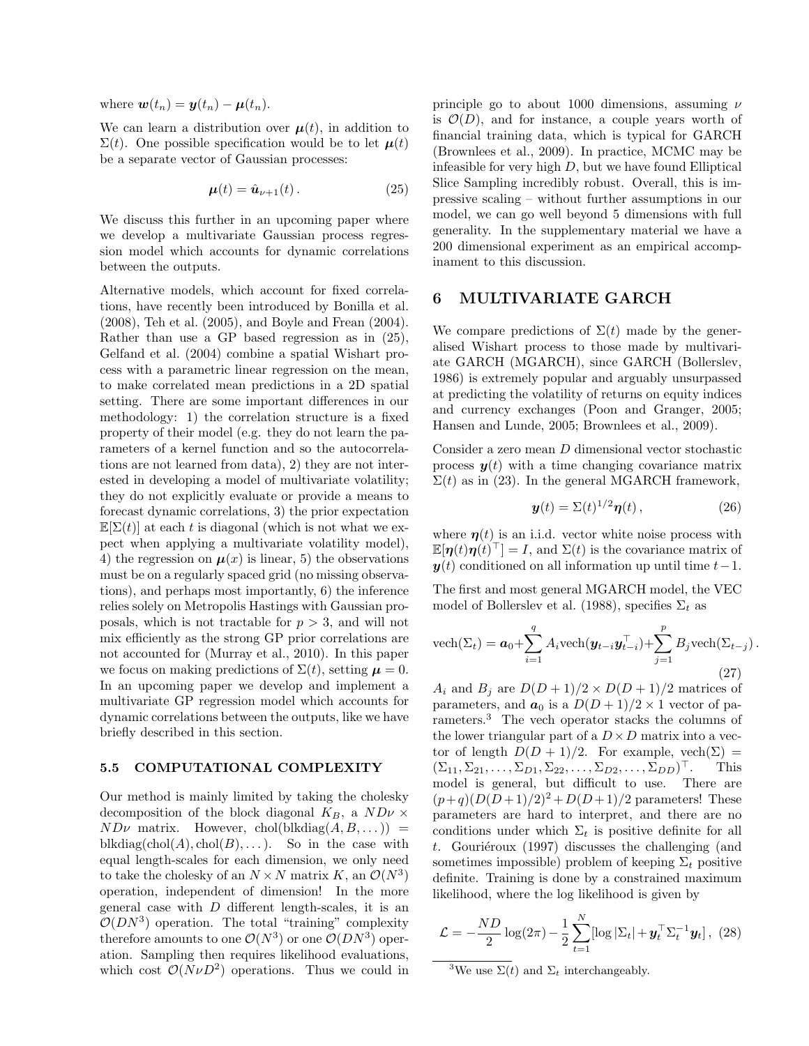where $\boldsymbol{w}(t_n) = \boldsymbol{y}(t_n) - \boldsymbol{\mu}(t_n)$.

We can learn a distribution over $\boldsymbol{\mu}(t)$, in addition to $\Sigma(t)$. One possible specification would be to let $\boldsymbol{\mu}(t)$ be a separate vector of Gaussian processes:

$$\boldsymbol{\mu}(t) = \hat{\boldsymbol{u}}_{\nu+1}(t)\,. \tag{25}$$

We discuss this further in an upcoming paper where we develop a multivariate Gaussian process regression model which accounts for dynamic correlations between the outputs.

Alternative models, which account for fixed correlations, have recently been introduced by Bonilla et al. (2008), Teh et al. (2005), and Boyle and Frean (2004). Rather than use a GP based regression as in (25), Gelfand et al. (2004) combine a spatial Wishart process with a parametric linear regression on the mean, to make correlated mean predictions in a 2D spatial setting. There are some important differences in our methodology: 1) the correlation structure is a fixed property of their model (e.g. they do not learn the parameters of a kernel function and so the autocorrelations are not learned from data), 2) they are not interested in developing a model of multivariate volatility; they do not explicitly evaluate or provide a means to forecast dynamic correlations, 3) the prior expectation $\mathbb{E}[\Sigma(t)]$ at each $t$ is diagonal (which is not what we expect when applying a multivariate volatility model), 4) the regression on $\boldsymbol{\mu}(x)$ is linear, 5) the observations must be on a regularly spaced grid (no missing observations), and perhaps most importantly, 6) the inference relies solely on Metropolis Hastings with Gaussian proposals, which is not tractable for $p > 3$, and will not mix efficiently as the strong GP prior correlations are not accounted for (Murray et al., 2010). In this paper we focus on making predictions of $\Sigma(t)$, setting $\boldsymbol{\mu} = 0$. In an upcoming paper we develop and implement a multivariate GP regression model which accounts for dynamic correlations between the outputs, like we have briefly described in this section.

### 5.5 COMPUTATIONAL COMPLEXITY

Our method is mainly limited by taking the cholesky decomposition of the block diagonal $K_B$, a $ND\nu \times ND\nu$ matrix. However, $\text{chol}(\text{blkdiag}(A, B, \dots)) = \text{blkdiag}(\text{chol}(A), \text{chol}(B), \dots)$. So in the case with equal length-scales for each dimension, we only need to take the cholesky of an $N \times N$ matrix $K$, an $\mathcal{O}(N^3)$ operation, independent of dimension! In the more general case with $D$ different length-scales, it is an $\mathcal{O}(DN^3)$ operation. The total "training" complexity therefore amounts to one $\mathcal{O}(N^3)$ or one $\mathcal{O}(DN^3)$ operation. Sampling then requires likelihood evaluations, which cost $\mathcal{O}(N\nu D^2)$ operations. Thus we could in principle go to about 1000 dimensions, assuming $\nu$ is $\mathcal{O}(D)$, and for instance, a couple years worth of financial training data, which is typical for GARCH (Brownlees et al., 2009). In practice, MCMC may be infeasible for very high $D$, but we have found Elliptical Slice Sampling incredibly robust. Overall, this is impressive scaling – without further assumptions in our model, we can go well beyond 5 dimensions with full generality. In the supplementary material we have a 200 dimensional experiment as an empirical accompaniment to this discussion.

## 6 MULTIVARIATE GARCH

We compare predictions of $\Sigma(t)$ made by the generalised Wishart process to those made by multivariate GARCH (MGARCH), since GARCH (Bollerslev, 1986) is extremely popular and arguably unsurpassed at predicting the volatility of returns on equity indices and currency exchanges (Poon and Granger, 2005; Hansen and Lunde, 2005; Brownlees et al., 2009).

Consider a zero mean $D$ dimensional vector stochastic process $\boldsymbol{y}(t)$ with a time changing covariance matrix $\Sigma(t)$ as in (23). In the general MGARCH framework,

$$\boldsymbol{y}(t) = \Sigma(t)^{1/2}\boldsymbol{\eta}(t)\,, \tag{26}$$

where $\boldsymbol{\eta}(t)$ is an i.i.d. vector white noise process with $\mathbb{E}[\boldsymbol{\eta}(t)\boldsymbol{\eta}(t)^\top] = I$, and $\Sigma(t)$ is the covariance matrix of $\boldsymbol{y}(t)$ conditioned on all information up until time $t-1$.

The first and most general MGARCH model, the VEC model of Bollerslev et al. (1988), specifies $\Sigma_t$ as

$$\text{vech}(\Sigma_t) = \boldsymbol{a}_0 + \sum_{i=1}^{q} A_i \text{vech}(\boldsymbol{y}_{t-i}\boldsymbol{y}_{t-i}^\top) + \sum_{j=1}^{p} B_j \text{vech}(\Sigma_{t-j})\,. \tag{27}$$

$A_i$ and $B_j$ are $D(D+1)/2 \times D(D+1)/2$ matrices of parameters, and $\boldsymbol{a}_0$ is a $D(D+1)/2 \times 1$ vector of parameters.[3] The vech operator stacks the columns of the lower triangular part of a $D \times D$ matrix into a vector of length $D(D+1)/2$. For example, $\text{vech}(\Sigma) = (\Sigma_{11}, \Sigma_{21}, \dots, \Sigma_{D1}, \Sigma_{22}, \dots, \Sigma_{D2}, \dots, \Sigma_{DD})^\top$. This model is general, but difficult to use. There are $(p+q)(D(D+1)/2)^2 + D(D+1)/2$ parameters! These parameters are hard to interpret, and there are no conditions under which $\Sigma_t$ is positive definite for all $t$. Gouriéroux (1997) discusses the challenging (and sometimes impossible) problem of keeping $\Sigma_t$ positive definite. Training is done by a constrained maximum likelihood, where the log likelihood is given by

$$\mathcal{L} = -\frac{ND}{2}\log(2\pi) - \frac{1}{2}\sum_{t=1}^{N}[\log|\Sigma_t| + \boldsymbol{y}_t^\top \Sigma_t^{-1}\boldsymbol{y}_t]\,, \tag{28}$$

[3] We use $\Sigma(t)$ and $\Sigma_t$ interchangeably.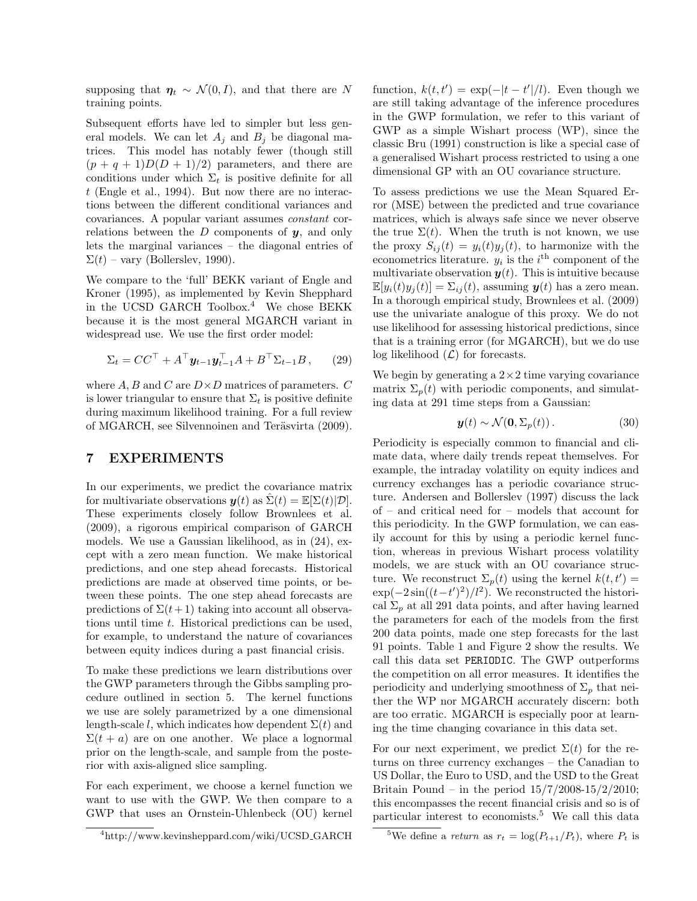supposing that $\boldsymbol{\eta}_t \sim \mathcal{N}(0, I)$, and that there are $N$ training points.

Subsequent efforts have led to simpler but less general models. We can let $A_j$ and $B_j$ be diagonal matrices. This model has notably fewer (though still $(p+q+1)D(D+1)/2$) parameters, and there are conditions under which $\Sigma_t$ is positive definite for all $t$ (Engle et al., 1994). But now there are no interactions between the different conditional variances and covariances. A popular variant assumes *constant* correlations between the $D$ components of $\boldsymbol{y}$, and only lets the marginal variances – the diagonal entries of $\Sigma(t)$ – vary (Bollerslev, 1990).

We compare to the 'full' BEKK variant of Engle and Kroner (1995), as implemented by Kevin Shepphard in the UCSD GARCH Toolbox.[4] We chose BEKK because it is the most general MGARCH variant in widespread use. We use the first order model:

$$\Sigma_t = CC^\top + A^\top \boldsymbol{y}_{t-1}\boldsymbol{y}_{t-1}^\top A + B^\top \Sigma_{t-1} B \,, \qquad (29)$$

where $A, B$ and $C$ are $D \times D$ matrices of parameters. $C$ is lower triangular to ensure that $\Sigma_t$ is positive definite during maximum likelihood training. For a full review of MGARCH, see Silvennoinen and Teräsvirta (2009).

## 7 EXPERIMENTS

In our experiments, we predict the covariance matrix for multivariate observations $\boldsymbol{y}(t)$ as $\hat{\Sigma}(t) = \mathbb{E}[\Sigma(t)|\mathcal{D}]$. These experiments closely follow Brownlees et al. (2009), a rigorous empirical comparison of GARCH models. We use a Gaussian likelihood, as in (24), except with a zero mean function. We make historical predictions, and one step ahead forecasts. Historical predictions are made at observed time points, or between these points. The one step ahead forecasts are predictions of $\Sigma(t+1)$ taking into account all observations until time $t$. Historical predictions can be used, for example, to understand the nature of covariances between equity indices during a past financial crisis.

To make these predictions we learn distributions over the GWP parameters through the Gibbs sampling procedure outlined in section 5. The kernel functions we use are solely parametrized by a one dimensional length-scale $l$, which indicates how dependent $\Sigma(t)$ and $\Sigma(t+a)$ are on one another. We place a lognormal prior on the length-scale, and sample from the posterior with axis-aligned slice sampling.

For each experiment, we choose a kernel function we want to use with the GWP. We then compare to a GWP that uses an Ornstein-Uhlenbeck (OU) kernel function, $k(t, t') = \exp(-|t - t'|/l)$. Even though we are still taking advantage of the inference procedures in the GWP formulation, we refer to this variant of GWP as a simple Wishart process (WP), since the classic Bru (1991) construction is like a special case of a generalised Wishart process restricted to using a one dimensional GP with an OU covariance structure.

To assess predictions we use the Mean Squared Error (MSE) between the predicted and true covariance matrices, which is always safe since we never observe the true $\Sigma(t)$. When the truth is not known, we use the proxy $S_{ij}(t) = y_i(t)y_j(t)$, to harmonize with the econometrics literature. $y_i$ is the $i^{\text{th}}$ component of the multivariate observation $\boldsymbol{y}(t)$. This is intuitive because $\mathbb{E}[y_i(t)y_j(t)] = \Sigma_{ij}(t)$, assuming $\boldsymbol{y}(t)$ has a zero mean. In a thorough empirical study, Brownlees et al. (2009) use the univariate analogue of this proxy. We do not use likelihood for assessing historical predictions, since that is a training error (for MGARCH), but we do use log likelihood ($\mathcal{L}$) for forecasts.

We begin by generating a $2 \times 2$ time varying covariance matrix $\Sigma_p(t)$ with periodic components, and simulating data at 291 time steps from a Gaussian:

$$\boldsymbol{y}(t) \sim \mathcal{N}(\mathbf{0}, \Sigma_p(t)) \,. \qquad (30)$$

Periodicity is especially common to financial and climate data, where daily trends repeat themselves. For example, the intraday volatility on equity indices and currency exchanges has a periodic covariance structure. Andersen and Bollerslev (1997) discuss the lack of – and critical need for – models that account for this periodicity. In the GWP formulation, we can easily account for this by using a periodic kernel function, whereas in previous Wishart process volatility models, we are stuck with an OU covariance structure. We reconstruct $\Sigma_p(t)$ using the kernel $k(t, t') = \exp[-2\sin((t-t')^2)/l^2)$. We reconstructed the historical $\Sigma_p$ at all 291 data points, and after having learned the parameters for each of the models from the first 200 data points, made one step forecasts for the last 91 points. Table 1 and Figure 2 show the results. We call this data set `PERIODIC`. The GWP outperforms the competition on all error measures. It identifies the periodicity and underlying smoothness of $\Sigma_p$ that neither the WP nor MGARCH accurately discern: both are too erratic. MGARCH is especially poor at learning the time changing covariance in this data set.

For our next experiment, we predict $\Sigma(t)$ for the returns on three currency exchanges – the Canadian to US Dollar, the Euro to USD, and the USD to the Great Britain Pound – in the period 15/7/2008-15/2/2010; this encompasses the recent financial crisis and so is of particular interest to economists.[5] We call this data

[4] http://www.kevinsheppard.com/wiki/UCSD_GARCH

[5] We define a *return* as $r_t = \log(P_{t+1}/P_t)$, where $P_t$ is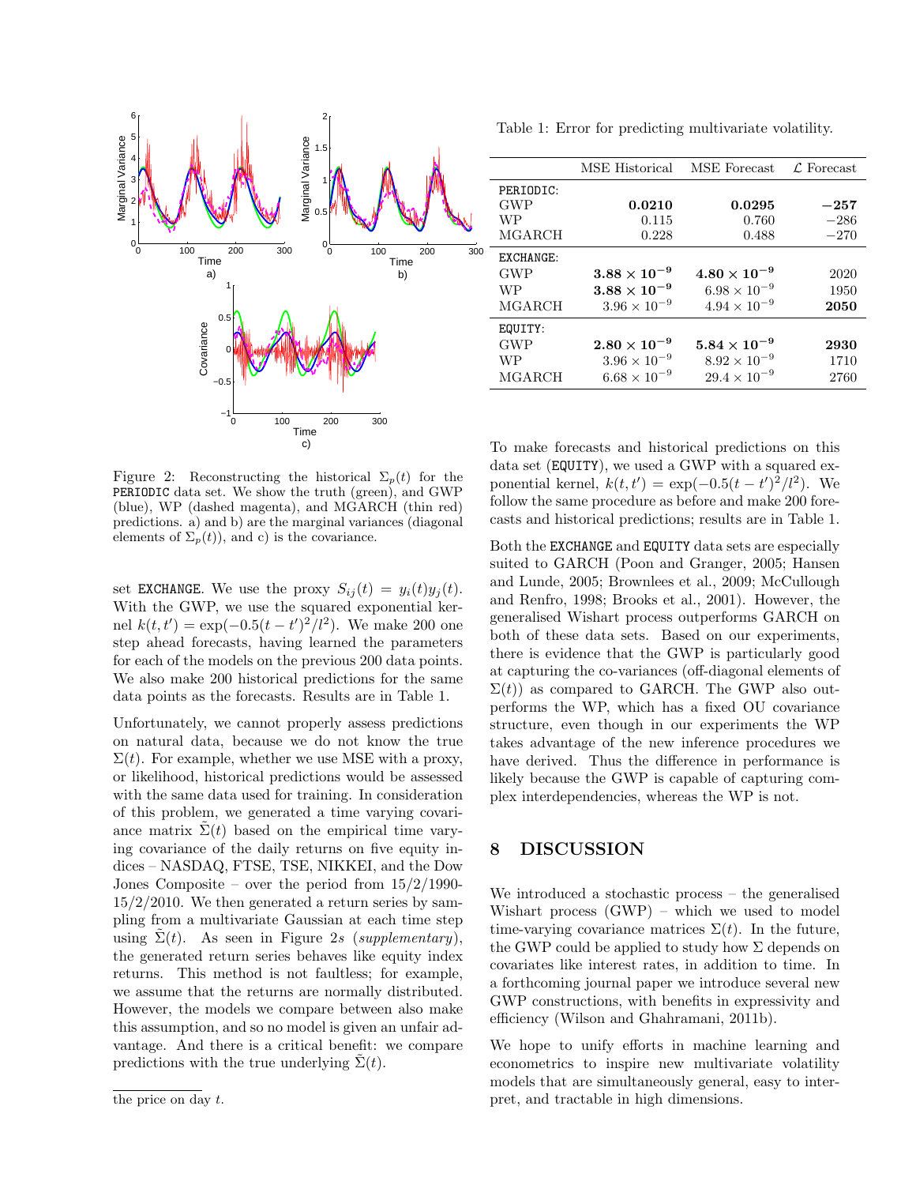Figure 2: Reconstructing the historical $\Sigma_p(t)$ for the PERIODIC data set. We show the truth (green), and GWP (blue), WP (dashed magenta), and MGARCH (thin red) predictions. a) and b) are the marginal variances (diagonal elements of $\Sigma_p(t)$), and c) is the covariance.

set EXCHANGE. We use the proxy $S_{ij}(t) = y_i(t)y_j(t)$. With the GWP, we use the squared exponential kernel $k(t,t') = \exp(-0.5(t-t')^2/l^2)$. We make 200 one step ahead forecasts, having learned the parameters for each of the models on the previous 200 data points. We also make 200 historical predictions for the same data points as the forecasts. Results are in Table 1.

Unfortunately, we cannot properly assess predictions on natural data, because we do not know the true $\Sigma(t)$. For example, whether we use MSE with a proxy, or likelihood, historical predictions would be assessed with the same data used for training. In consideration of this problem, we generated a time varying covariance matrix $\tilde{\Sigma}(t)$ based on the empirical time varying covariance of the daily returns on five equity indices – NASDAQ, FTSE, TSE, NIKKEI, and the Dow Jones Composite – over the period from 15/2/1990-15/2/2010. We then generated a return series by sampling from a multivariate Gaussian at each time step using $\tilde{\Sigma}(t)$. As seen in Figure 2*s* (*supplementary*), the generated return series behaves like equity index returns. This method is not faultless; for example, we assume that the returns are normally distributed. However, the models we compare between also make this assumption, and so no model is given an unfair advantage. And there is a critical benefit: we compare predictions with the true underlying $\tilde{\Sigma}(t)$.

the price on day $t$.

Table 1: Error for predicting multivariate volatility.

| | MSE Historical | MSE Forecast | $\mathcal{L}$ Forecast |
|---|---|---|---|
| PERIODIC: | | | |
| GWP | **0.0210** | **0.0295** | $\mathbf{-257}$ |
| WP | 0.115 | 0.760 | $-286$ |
| MGARCH | 0.228 | 0.488 | $-270$ |
| EXCHANGE: | | | |
| GWP | $\mathbf{3.88 \times 10^{-9}}$ | $\mathbf{4.80 \times 10^{-9}}$ | 2020 |
| WP | $\mathbf{3.88 \times 10^{-9}}$ | $6.98 \times 10^{-9}$ | 1950 |
| MGARCH | $3.96 \times 10^{-9}$ | $4.94 \times 10^{-9}$ | **2050** |
| EQUITY: | | | |
| GWP | $\mathbf{2.80 \times 10^{-9}}$ | $\mathbf{5.84 \times 10^{-9}}$ | **2930** |
| WP | $3.96 \times 10^{-9}$ | $8.92 \times 10^{-9}$ | 1710 |
| MGARCH | $6.68 \times 10^{-9}$ | $29.4 \times 10^{-9}$ | 2760 |

To make forecasts and historical predictions on this data set (EQUITY), we used a GWP with a squared exponential kernel, $k(t,t') = \exp(-0.5(t-t')^2/l^2)$. We follow the same procedure as before and make 200 forecasts and historical predictions; results are in Table 1.

Both the EXCHANGE and EQUITY data sets are especially suited to GARCH (Poon and Granger, 2005; Hansen and Lunde, 2005; Brownlees et al., 2009; McCullough and Renfro, 1998; Brooks et al., 2001). However, the generalised Wishart process outperforms GARCH on both of these data sets. Based on our experiments, there is evidence that the GWP is particularly good at capturing the co-variances (off-diagonal elements of $\Sigma(t)$) as compared to GARCH. The GWP also outperforms the WP, which has a fixed OU covariance structure, even though in our experiments the WP takes advantage of the new inference procedures we have derived. Thus the difference in performance is likely because the GWP is capable of capturing complex interdependencies, whereas the WP is not.

## 8 DISCUSSION

We introduced a stochastic process – the generalised Wishart process (GWP) – which we used to model time-varying covariance matrices $\Sigma(t)$. In the future, the GWP could be applied to study how $\Sigma$ depends on covariates like interest rates, in addition to time. In a forthcoming journal paper we introduce several new GWP constructions, with benefits in expressivity and efficiency (Wilson and Ghahramani, 2011b).

We hope to unify efforts in machine learning and econometrics to inspire new multivariate volatility models that are simultaneously general, easy to interpret, and tractable in high dimensions.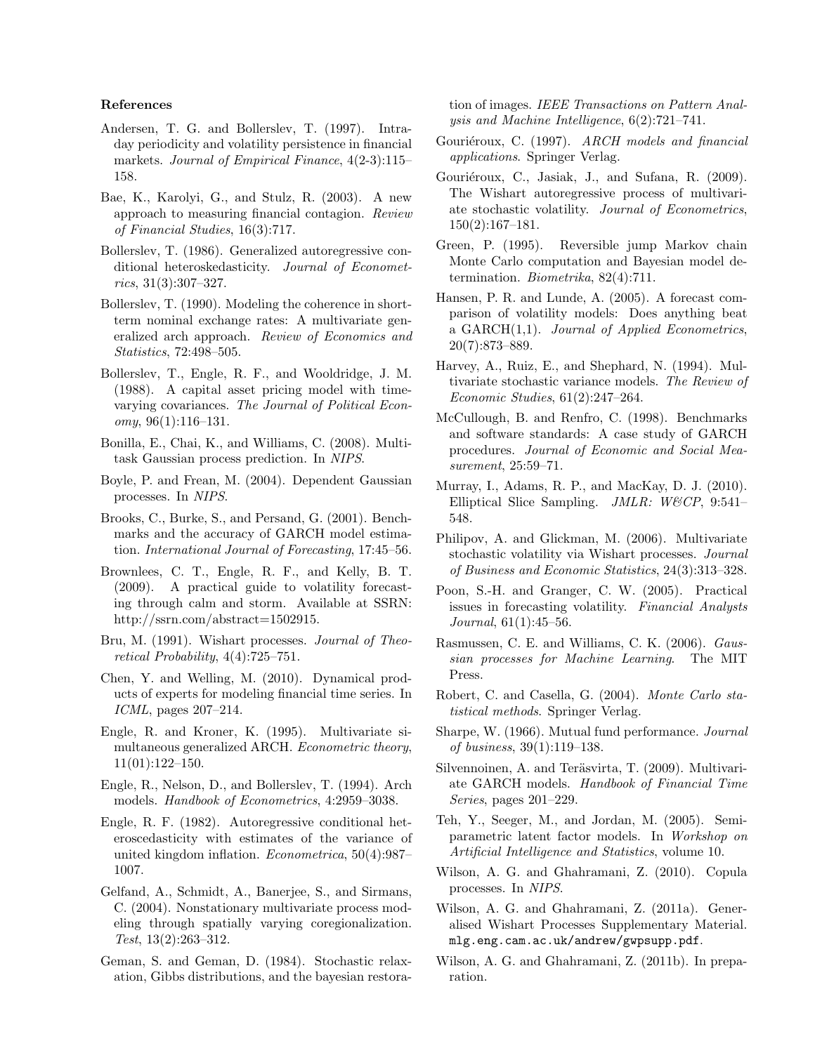### References

Andersen, T. G. and Bollerslev, T. (1997). Intraday periodicity and volatility persistence in financial markets. *Journal of Empirical Finance*, 4(2-3):115–158.

Bae, K., Karolyi, G., and Stulz, R. (2003). A new approach to measuring financial contagion. *Review of Financial Studies*, 16(3):717.

Bollerslev, T. (1986). Generalized autoregressive conditional heteroskedasticity. *Journal of Econometrics*, 31(3):307–327.

Bollerslev, T. (1990). Modeling the coherence in short-term nominal exchange rates: A multivariate generalized arch approach. *Review of Economics and Statistics*, 72:498–505.

Bollerslev, T., Engle, R. F., and Wooldridge, J. M. (1988). A capital asset pricing model with time-varying covariances. *The Journal of Political Economy*, 96(1):116–131.

Bonilla, E., Chai, K., and Williams, C. (2008). Multi-task Gaussian process prediction. In *NIPS*.

Boyle, P. and Frean, M. (2004). Dependent Gaussian processes. In *NIPS*.

Brooks, C., Burke, S., and Persand, G. (2001). Benchmarks and the accuracy of GARCH model estimation. *International Journal of Forecasting*, 17:45–56.

Brownlees, C. T., Engle, R. F., and Kelly, B. T. (2009). A practical guide to volatility forecasting through calm and storm. Available at SSRN: http://ssrn.com/abstract=1502915.

Bru, M. (1991). Wishart processes. *Journal of Theoretical Probability*, 4(4):725–751.

Chen, Y. and Welling, M. (2010). Dynamical products of experts for modeling financial time series. In *ICML*, pages 207–214.

Engle, R. and Kroner, K. (1995). Multivariate simultaneous generalized ARCH. *Econometric theory*, 11(01):122–150.

Engle, R., Nelson, D., and Bollerslev, T. (1994). Arch models. *Handbook of Econometrics*, 4:2959–3038.

Engle, R. F. (1982). Autoregressive conditional heteroscedasticity with estimates of the variance of united kingdom inflation. *Econometrica*, 50(4):987–1007.

Gelfand, A., Schmidt, A., Banerjee, S., and Sirmans, C. (2004). Nonstationary multivariate process modeling through spatially varying coregionalization. *Test*, 13(2):263–312.

Geman, S. and Geman, D. (1984). Stochastic relaxation, Gibbs distributions, and the bayesian restoration of images. *IEEE Transactions on Pattern Analysis and Machine Intelligence*, 6(2):721–741.

Gouriéroux, C. (1997). *ARCH models and financial applications*. Springer Verlag.

Gouriéroux, C., Jasiak, J., and Sufana, R. (2009). The Wishart autoregressive process of multivariate stochastic volatility. *Journal of Econometrics*, 150(2):167–181.

Green, P. (1995). Reversible jump Markov chain Monte Carlo computation and Bayesian model determination. *Biometrika*, 82(4):711.

Hansen, P. R. and Lunde, A. (2005). A forecast comparison of volatility models: Does anything beat a GARCH(1,1). *Journal of Applied Econometrics*, 20(7):873–889.

Harvey, A., Ruiz, E., and Shephard, N. (1994). Multivariate stochastic variance models. *The Review of Economic Studies*, 61(2):247–264.

McCullough, B. and Renfro, C. (1998). Benchmarks and software standards: A case study of GARCH procedures. *Journal of Economic and Social Measurement*, 25:59–71.

Murray, I., Adams, R. P., and MacKay, D. J. (2010). Elliptical Slice Sampling. *JMLR: W&CP*, 9:541–548.

Philipov, A. and Glickman, M. (2006). Multivariate stochastic volatility via Wishart processes. *Journal of Business and Economic Statistics*, 24(3):313–328.

Poon, S.-H. and Granger, C. W. (2005). Practical issues in forecasting volatility. *Financial Analysts Journal*, 61(1):45–56.

Rasmussen, C. E. and Williams, C. K. (2006). *Gaussian processes for Machine Learning*. The MIT Press.

Robert, C. and Casella, G. (2004). *Monte Carlo statistical methods*. Springer Verlag.

Sharpe, W. (1966). Mutual fund performance. *Journal of business*, 39(1):119–138.

Silvennoinen, A. and Teräsvirta, T. (2009). Multivariate GARCH models. *Handbook of Financial Time Series*, pages 201–229.

Teh, Y., Seeger, M., and Jordan, M. (2005). Semiparametric latent factor models. In *Workshop on Artificial Intelligence and Statistics*, volume 10.

Wilson, A. G. and Ghahramani, Z. (2010). Copula processes. In *NIPS*.

Wilson, A. G. and Ghahramani, Z. (2011a). Generalised Wishart Processes Supplementary Material. `mlg.eng.cam.ac.uk/andrew/gwpsupp.pdf`.

Wilson, A. G. and Ghahramani, Z. (2011b). In preparation.